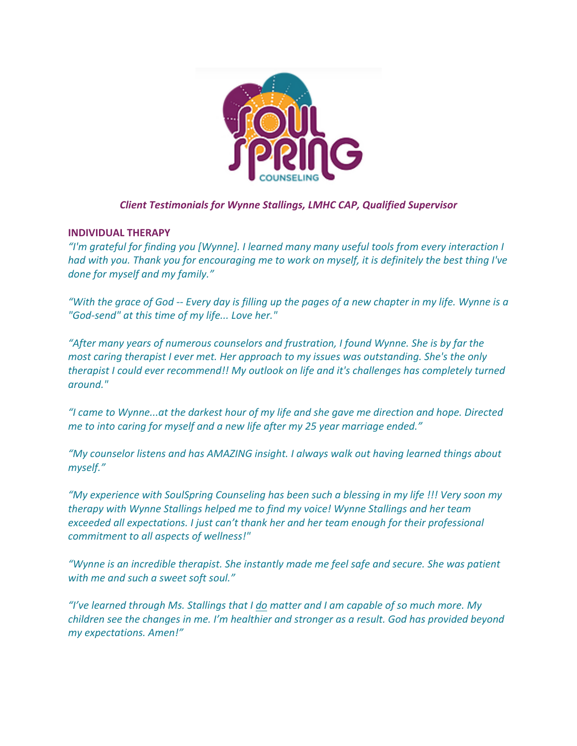*Client Testimonials for Wynne Stallings, LMHC CAP, Qualified Supervisor*

## INDIVIDUAL THERAPY

*"I'm grateful for finding you [Wynne]. I learned many many useful tools from every interaction I had with you. Thank you for encouraging me to work on myself, it is definitely the best thing I've done for myself and my family."*

*"With the grace of God -- Every day is filling up the pages of a new chapter in my life. Wynne is a "God-send" at this time of my life... Love her."*

*"After many years of numerous counselors and frustration, I found Wynne. She is by far the most caring therapist I ever met. Her approach to my issues was outstanding. She's the only therapist I could ever recommend!! My outlook on life and it's challenges has completely turned around."*

*"I came to Wynne...at the darkest hour of my life and she gave me direction and hope. Directed me to into caring for myself and a new life after my 25 year marriage ended."*

*"My counselor listens and has AMAZING insight. I always walk out having learned things about myself."*

*"My experience with SoulSpring Counseling has been such a blessing in my life !!! Very soon my therapy with Wynne Stallings helped me to find my voice! Wynne Stallings and her team exceeded all expectations. I just can't thank her and her team enough for their professional commitment to all aspects of wellness!"*

*"Wynne is an incredible therapist. She instantly made me feel safe and secure. She was patient with me and such a sweet soft soul."*

*"I've learned through Ms. Stallings that I <u>do</u> matter and I am capable of so much more. My children see the changes in me. I'm healthier and stronger as a result. God has provided beyond my expectations. Amen!"*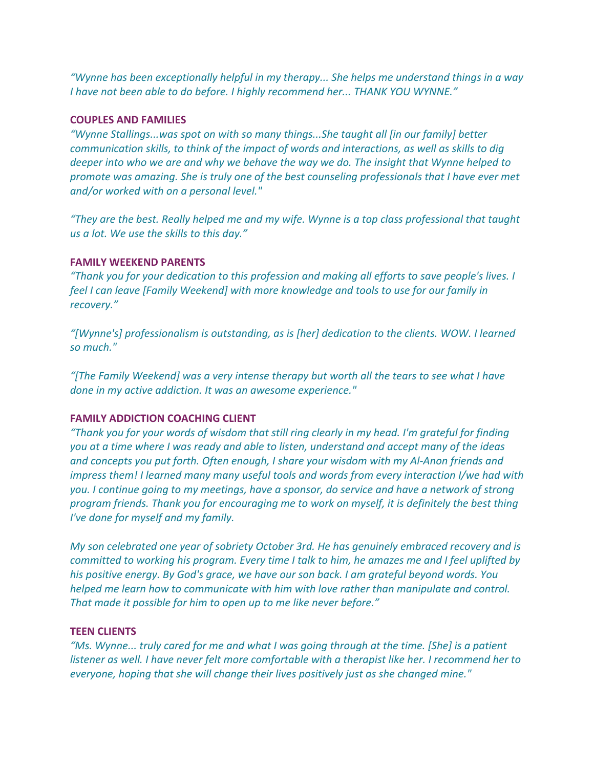*“Wynne has been exceptionally helpful in my therapy... She helps me understand things in a way I have not been able to do before. I highly recommend her... THANK YOU WYNNE.”*

**COUPLES AND FAMILIES**

*“Wynne Stallings...was spot on with so many things...She taught all [in our family] better communication skills, to think of the impact of words and interactions, as well as skills to dig deeper into who we are and why we behave the way we do. The insight that Wynne helped to promote was amazing. She is truly one of the best counseling professionals that I have ever met and/or worked with on a personal level."*

*“They are the best. Really helped me and my wife. Wynne is a top class professional that taught us a lot. We use the skills to this day.”*

**FAMILY WEEKEND PARENTS**

*“Thank you for your dedication to this profession and making all efforts to save people's lives. I feel I can leave [Family Weekend] with more knowledge and tools to use for our family in recovery.”*

*“[Wynne's] professionalism is outstanding, as is [her] dedication to the clients. WOW. I learned so much."*

*“[The Family Weekend] was a very intense therapy but worth all the tears to see what I have done in my active addiction. It was an awesome experience."*

**FAMILY ADDICTION COACHING CLIENT**

*“Thank you for your words of wisdom that still ring clearly in my head. I'm grateful for finding you at a time where I was ready and able to listen, understand and accept many of the ideas and concepts you put forth. Often enough, I share your wisdom with my Al-Anon friends and impress them! I learned many many useful tools and words from every interaction I/we had with you. I continue going to my meetings, have a sponsor, do service and have a network of strong program friends. Thank you for encouraging me to work on myself, it is definitely the best thing I've done for myself and my family.*

*My son celebrated one year of sobriety October 3rd. He has genuinely embraced recovery and is committed to working his program. Every time I talk to him, he amazes me and I feel uplifted by his positive energy. By God's grace, we have our son back. I am grateful beyond words. You helped me learn how to communicate with him with love rather than manipulate and control. That made it possible for him to open up to me like never before.”*

**TEEN CLIENTS**

*“Ms. Wynne... truly cared for me and what I was going through at the time. [She] is a patient listener as well. I have never felt more comfortable with a therapist like her. I recommend her to everyone, hoping that she will change their lives positively just as she changed mine."*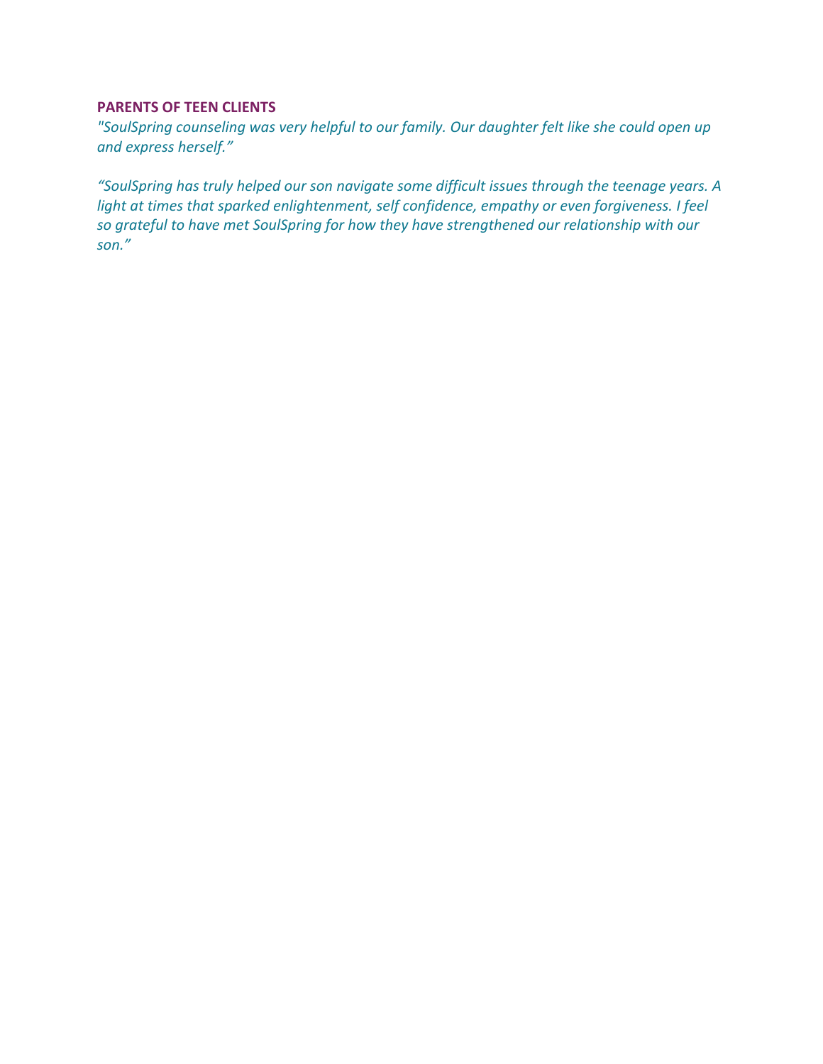**PARENTS OF TEEN CLIENTS**

*"SoulSpring counseling was very helpful to our family. Our daughter felt like she could open up and express herself."*

*"SoulSpring has truly helped our son navigate some difficult issues through the teenage years. A light at times that sparked enlightenment, self confidence, empathy or even forgiveness. I feel so grateful to have met SoulSpring for how they have strengthened our relationship with our son."*